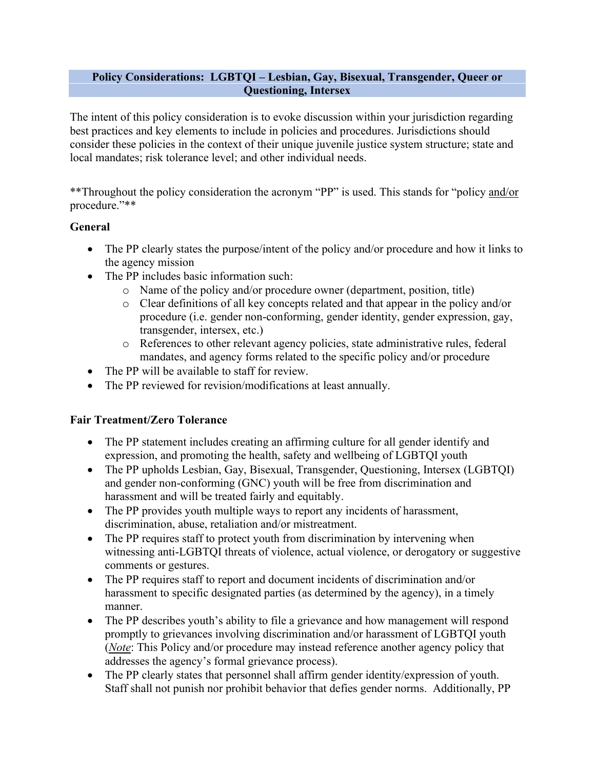**Policy Considerations: LGBTQI – Lesbian, Gay, Bisexual, Transgender, Queer or Questioning, Intersex**

The intent of this policy consideration is to evoke discussion within your jurisdiction regarding best practices and key elements to include in policies and procedures. Jurisdictions should consider these policies in the context of their unique juvenile justice system structure; state and local mandates; risk tolerance level; and other individual needs.

**Throughout the policy consideration the acronym "PP" is used. This stands for "policy and/or procedure."**

**General**

- The PP clearly states the purpose/intent of the policy and/or procedure and how it links to the agency mission
- The PP includes basic information such:
  - Name of the policy and/or procedure owner (department, position, title)
  - Clear definitions of all key concepts related and that appear in the policy and/or procedure (i.e. gender non-conforming, gender identity, gender expression, gay, transgender, intersex, etc.)
  - References to other relevant agency policies, state administrative rules, federal mandates, and agency forms related to the specific policy and/or procedure
- The PP will be available to staff for review.
- The PP reviewed for revision/modifications at least annually.

**Fair Treatment/Zero Tolerance**

- The PP statement includes creating an affirming culture for all gender identify and expression, and promoting the health, safety and wellbeing of LGBTQI youth
- The PP upholds Lesbian, Gay, Bisexual, Transgender, Questioning, Intersex (LGBTQI) and gender non-conforming (GNC) youth will be free from discrimination and harassment and will be treated fairly and equitably.
- The PP provides youth multiple ways to report any incidents of harassment, discrimination, abuse, retaliation and/or mistreatment.
- The PP requires staff to protect youth from discrimination by intervening when witnessing anti-LGBTQI threats of violence, actual violence, or derogatory or suggestive comments or gestures.
- The PP requires staff to report and document incidents of discrimination and/or harassment to specific designated parties (as determined by the agency), in a timely manner.
- The PP describes youth's ability to file a grievance and how management will respond promptly to grievances involving discrimination and/or harassment of LGBTQI youth (*Note*: This Policy and/or procedure may instead reference another agency policy that addresses the agency's formal grievance process).
- The PP clearly states that personnel shall affirm gender identity/expression of youth. Staff shall not punish nor prohibit behavior that defies gender norms. Additionally, PP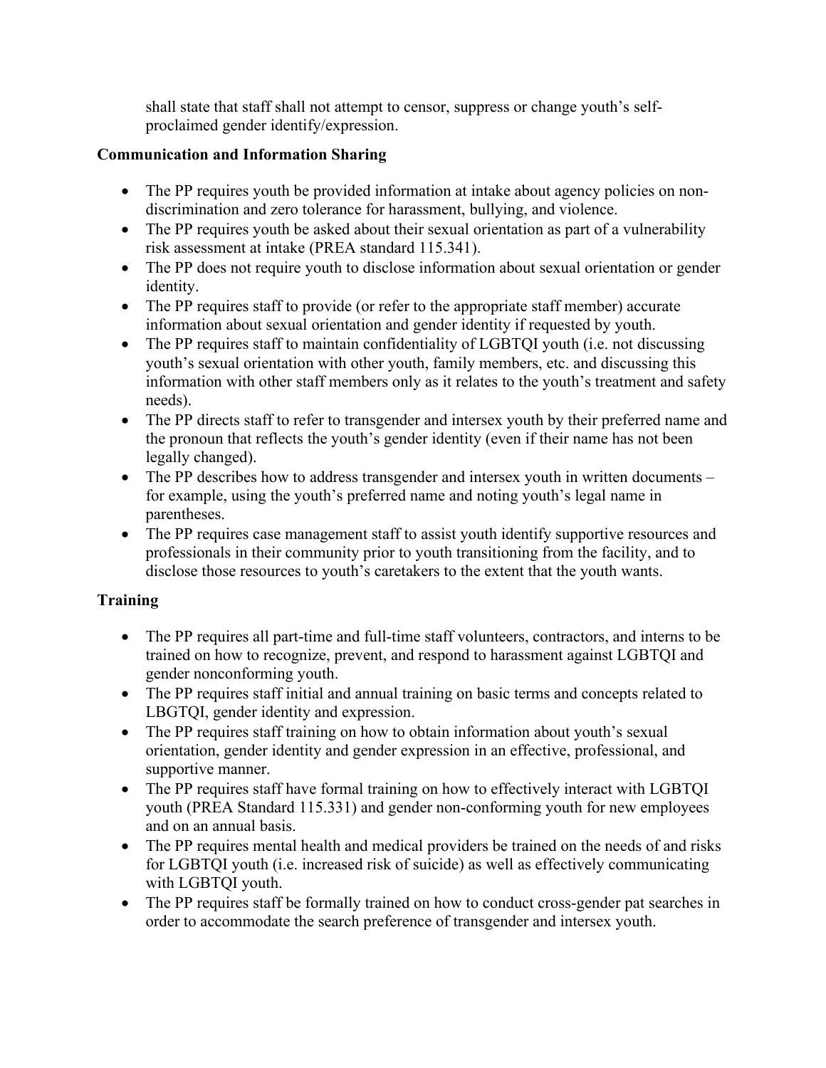shall state that staff shall not attempt to censor, suppress or change youth's self-proclaimed gender identify/expression.

**Communication and Information Sharing**

- The PP requires youth be provided information at intake about agency policies on non-discrimination and zero tolerance for harassment, bullying, and violence.
- The PP requires youth be asked about their sexual orientation as part of a vulnerability risk assessment at intake (PREA standard 115.341).
- The PP does not require youth to disclose information about sexual orientation or gender identity.
- The PP requires staff to provide (or refer to the appropriate staff member) accurate information about sexual orientation and gender identity if requested by youth.
- The PP requires staff to maintain confidentiality of LGBTQI youth (i.e. not discussing youth's sexual orientation with other youth, family members, etc. and discussing this information with other staff members only as it relates to the youth's treatment and safety needs).
- The PP directs staff to refer to transgender and intersex youth by their preferred name and the pronoun that reflects the youth's gender identity (even if their name has not been legally changed).
- The PP describes how to address transgender and intersex youth in written documents – for example, using the youth's preferred name and noting youth's legal name in parentheses.
- The PP requires case management staff to assist youth identify supportive resources and professionals in their community prior to youth transitioning from the facility, and to disclose those resources to youth's caretakers to the extent that the youth wants.

**Training**

- The PP requires all part-time and full-time staff volunteers, contractors, and interns to be trained on how to recognize, prevent, and respond to harassment against LGBTQI and gender nonconforming youth.
- The PP requires staff initial and annual training on basic terms and concepts related to LBGTQI, gender identity and expression.
- The PP requires staff training on how to obtain information about youth's sexual orientation, gender identity and gender expression in an effective, professional, and supportive manner.
- The PP requires staff have formal training on how to effectively interact with LGBTQI youth (PREA Standard 115.331) and gender non-conforming youth for new employees and on an annual basis.
- The PP requires mental health and medical providers be trained on the needs of and risks for LGBTQI youth (i.e. increased risk of suicide) as well as effectively communicating with LGBTQI youth.
- The PP requires staff be formally trained on how to conduct cross-gender pat searches in order to accommodate the search preference of transgender and intersex youth.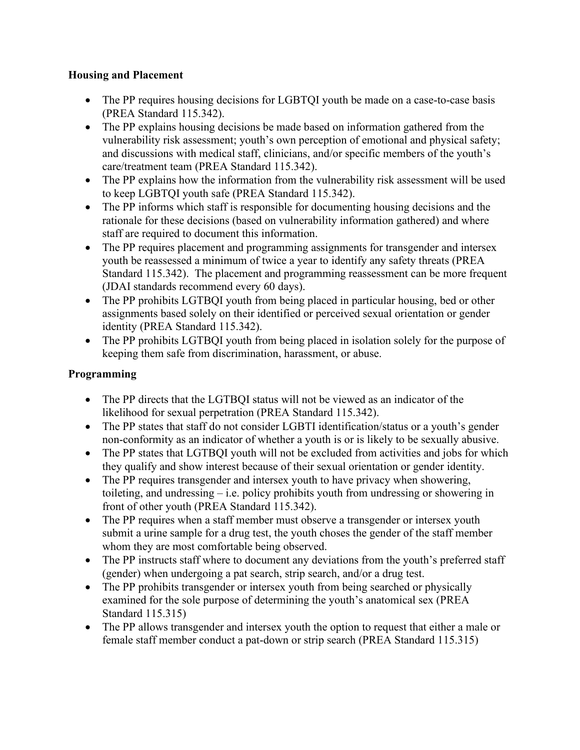**Housing and Placement**

- The PP requires housing decisions for LGBTQI youth be made on a case-to-case basis (PREA Standard 115.342).
- The PP explains housing decisions be made based on information gathered from the vulnerability risk assessment; youth's own perception of emotional and physical safety; and discussions with medical staff, clinicians, and/or specific members of the youth's care/treatment team (PREA Standard 115.342).
- The PP explains how the information from the vulnerability risk assessment will be used to keep LGBTQI youth safe (PREA Standard 115.342).
- The PP informs which staff is responsible for documenting housing decisions and the rationale for these decisions (based on vulnerability information gathered) and where staff are required to document this information.
- The PP requires placement and programming assignments for transgender and intersex youth be reassessed a minimum of twice a year to identify any safety threats (PREA Standard 115.342). The placement and programming reassessment can be more frequent (JDAI standards recommend every 60 days).
- The PP prohibits LGTBQI youth from being placed in particular housing, bed or other assignments based solely on their identified or perceived sexual orientation or gender identity (PREA Standard 115.342).
- The PP prohibits LGTBQI youth from being placed in isolation solely for the purpose of keeping them safe from discrimination, harassment, or abuse.

**Programming**

- The PP directs that the LGTBQI status will not be viewed as an indicator of the likelihood for sexual perpetration (PREA Standard 115.342).
- The PP states that staff do not consider LGBTI identification/status or a youth's gender non-conformity as an indicator of whether a youth is or is likely to be sexually abusive.
- The PP states that LGTBQI youth will not be excluded from activities and jobs for which they qualify and show interest because of their sexual orientation or gender identity.
- The PP requires transgender and intersex youth to have privacy when showering, toileting, and undressing – i.e. policy prohibits youth from undressing or showering in front of other youth (PREA Standard 115.342).
- The PP requires when a staff member must observe a transgender or intersex youth submit a urine sample for a drug test, the youth choses the gender of the staff member whom they are most comfortable being observed.
- The PP instructs staff where to document any deviations from the youth's preferred staff (gender) when undergoing a pat search, strip search, and/or a drug test.
- The PP prohibits transgender or intersex youth from being searched or physically examined for the sole purpose of determining the youth's anatomical sex (PREA Standard 115.315)
- The PP allows transgender and intersex youth the option to request that either a male or female staff member conduct a pat-down or strip search (PREA Standard 115.315)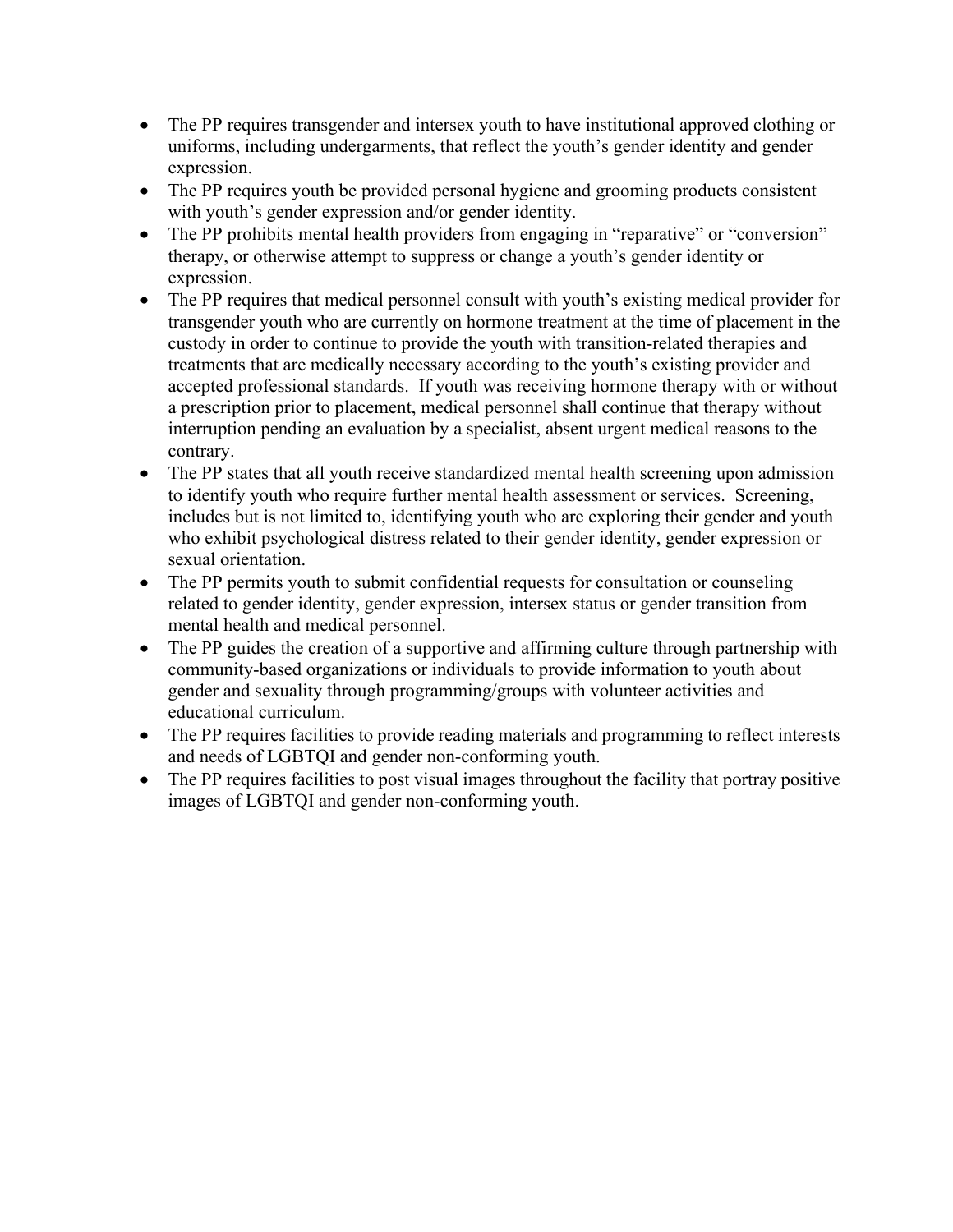- The PP requires transgender and intersex youth to have institutional approved clothing or uniforms, including undergarments, that reflect the youth's gender identity and gender expression.
- The PP requires youth be provided personal hygiene and grooming products consistent with youth's gender expression and/or gender identity.
- The PP prohibits mental health providers from engaging in "reparative" or "conversion" therapy, or otherwise attempt to suppress or change a youth's gender identity or expression.
- The PP requires that medical personnel consult with youth's existing medical provider for transgender youth who are currently on hormone treatment at the time of placement in the custody in order to continue to provide the youth with transition-related therapies and treatments that are medically necessary according to the youth's existing provider and accepted professional standards. If youth was receiving hormone therapy with or without a prescription prior to placement, medical personnel shall continue that therapy without interruption pending an evaluation by a specialist, absent urgent medical reasons to the contrary.
- The PP states that all youth receive standardized mental health screening upon admission to identify youth who require further mental health assessment or services. Screening, includes but is not limited to, identifying youth who are exploring their gender and youth who exhibit psychological distress related to their gender identity, gender expression or sexual orientation.
- The PP permits youth to submit confidential requests for consultation or counseling related to gender identity, gender expression, intersex status or gender transition from mental health and medical personnel.
- The PP guides the creation of a supportive and affirming culture through partnership with community-based organizations or individuals to provide information to youth about gender and sexuality through programming/groups with volunteer activities and educational curriculum.
- The PP requires facilities to provide reading materials and programming to reflect interests and needs of LGBTQI and gender non-conforming youth.
- The PP requires facilities to post visual images throughout the facility that portray positive images of LGBTQI and gender non-conforming youth.